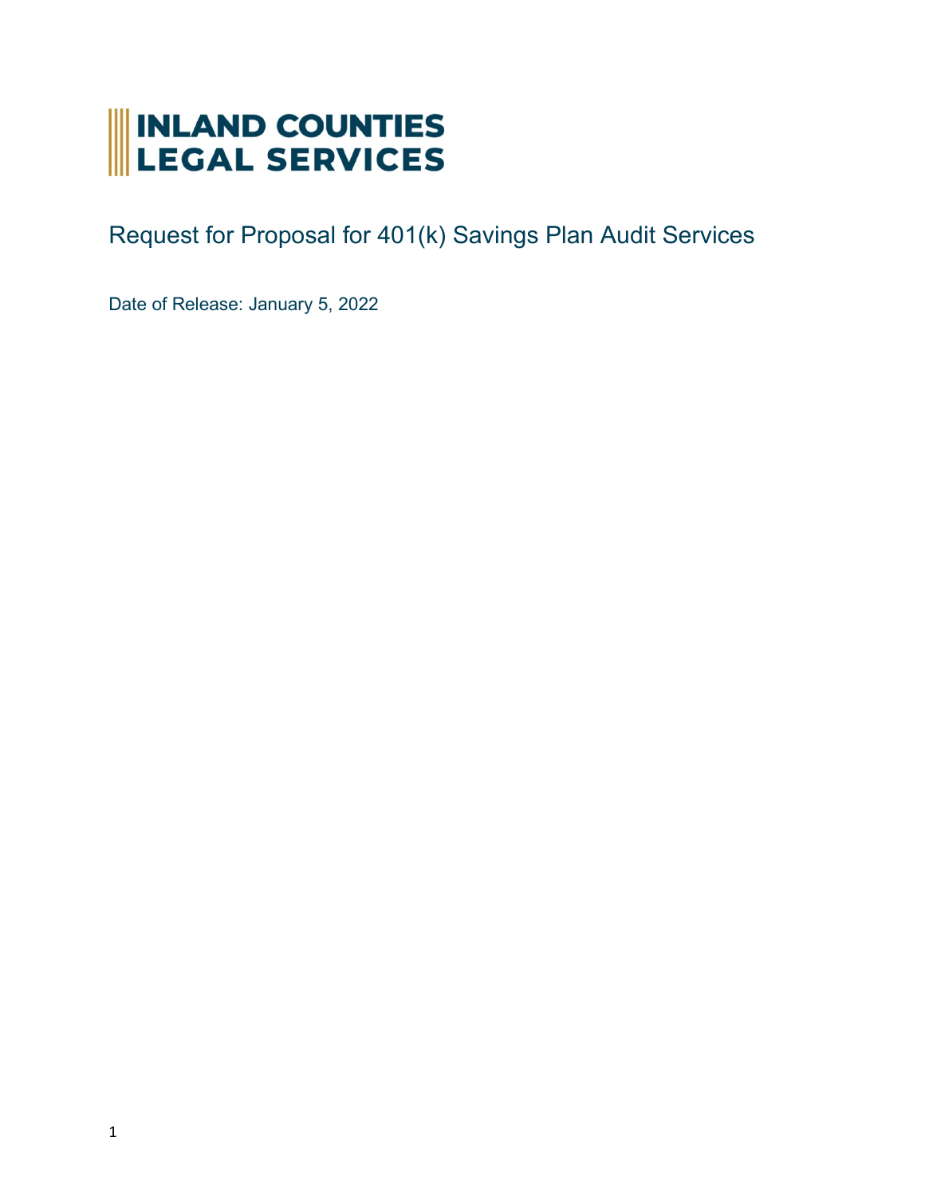# INLAND COUNTIES LEGAL SERVICES

## Request for Proposal for 401(k) Savings Plan Audit Services

Date of Release: January 5, 2022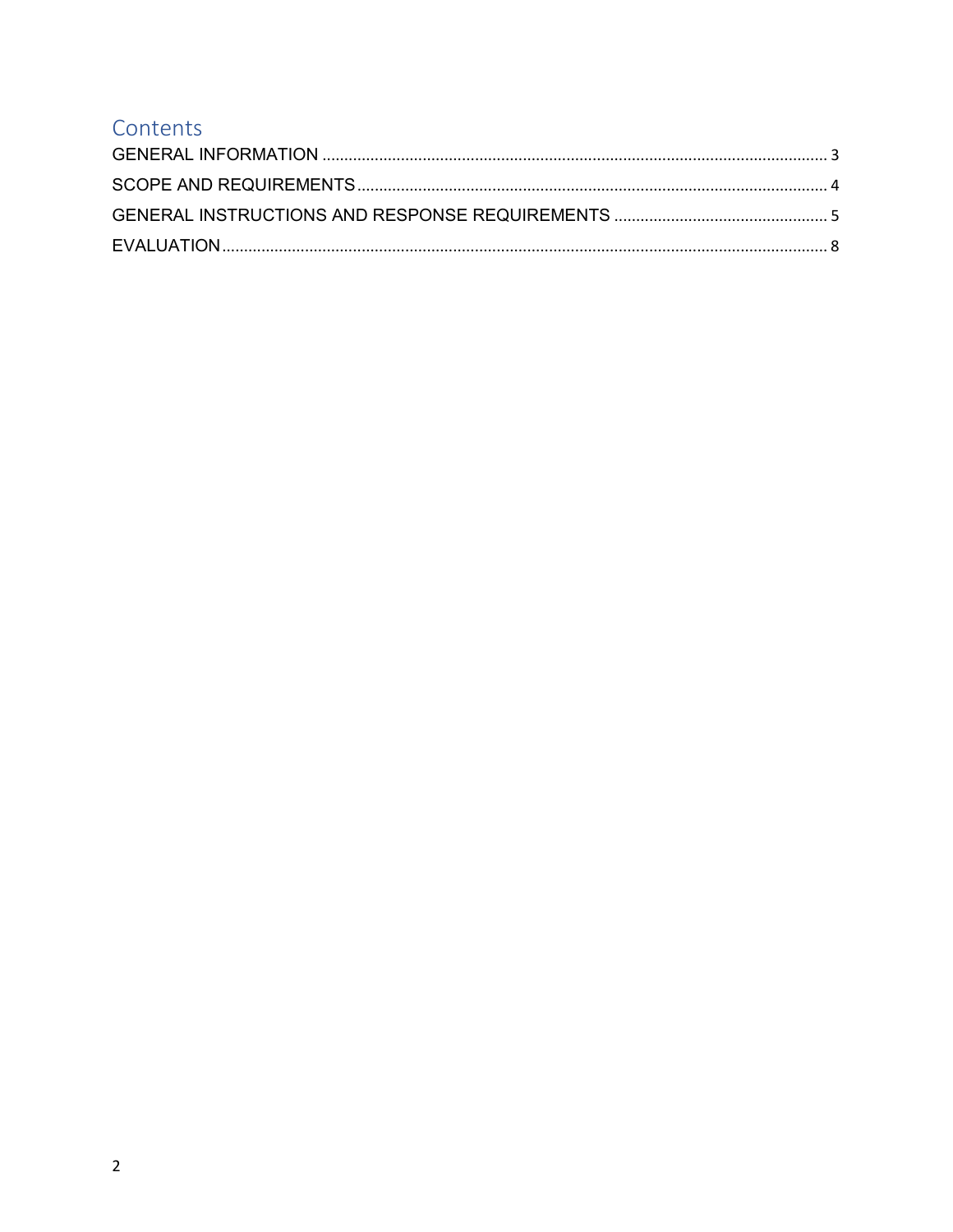# Contents

GENERAL INFORMATION ........................................................................................................ 3

SCOPE AND REQUIREMENTS ................................................................................................ 4

GENERAL INSTRUCTIONS AND RESPONSE REQUIREMENTS ............................................. 5

EVALUATION ........................................................................................................................ 8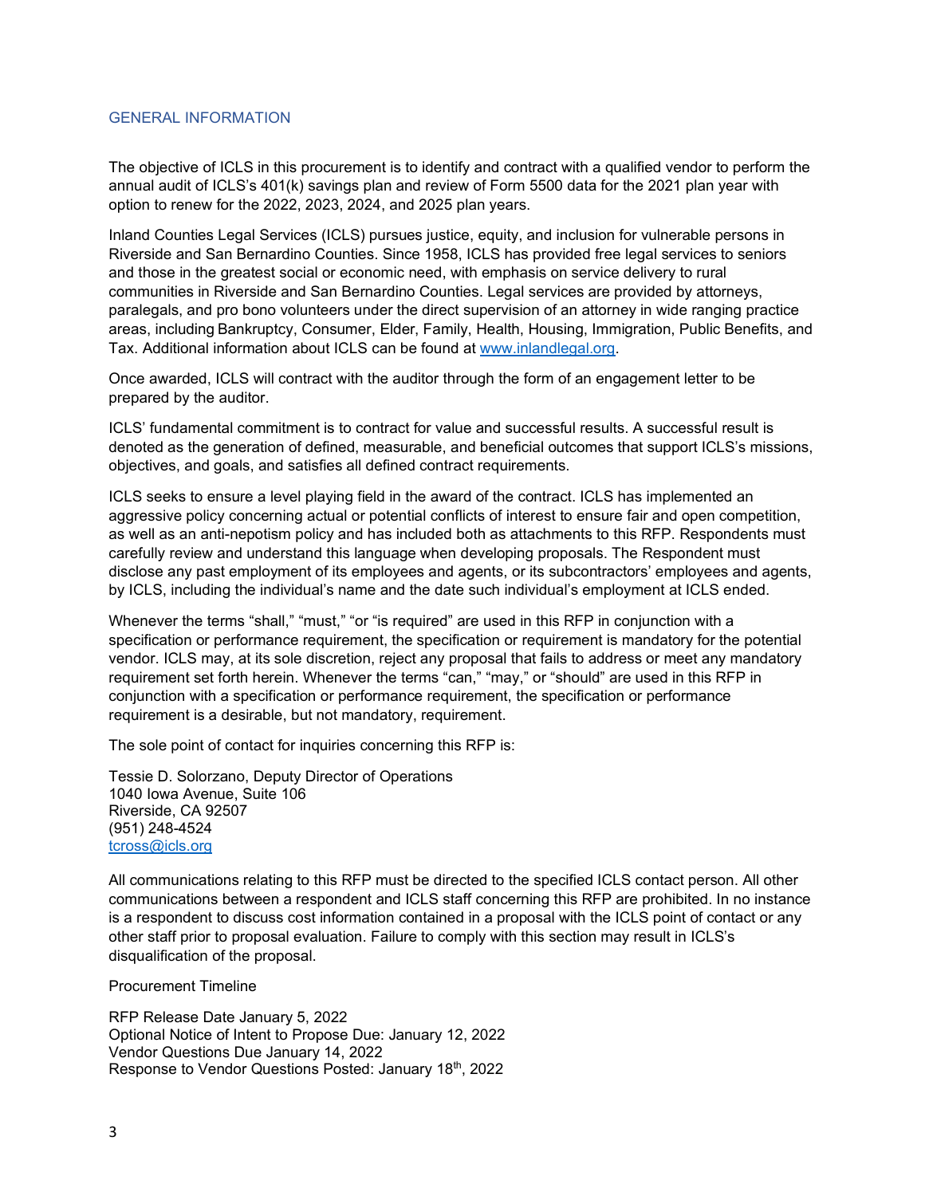## GENERAL INFORMATION

The objective of ICLS in this procurement is to identify and contract with a qualified vendor to perform the annual audit of ICLS's 401(k) savings plan and review of Form 5500 data for the 2021 plan year with option to renew for the 2022, 2023, 2024, and 2025 plan years.

Inland Counties Legal Services (ICLS) pursues justice, equity, and inclusion for vulnerable persons in Riverside and San Bernardino Counties. Since 1958, ICLS has provided free legal services to seniors and those in the greatest social or economic need, with emphasis on service delivery to rural communities in Riverside and San Bernardino Counties. Legal services are provided by attorneys, paralegals, and pro bono volunteers under the direct supervision of an attorney in wide ranging practice areas, including Bankruptcy, Consumer, Elder, Family, Health, Housing, Immigration, Public Benefits, and Tax. Additional information about ICLS can be found at [www.inlandlegal.org](http://www.inlandlegal.org).

Once awarded, ICLS will contract with the auditor through the form of an engagement letter to be prepared by the auditor.

ICLS' fundamental commitment is to contract for value and successful results. A successful result is denoted as the generation of defined, measurable, and beneficial outcomes that support ICLS's missions, objectives, and goals, and satisfies all defined contract requirements.

ICLS seeks to ensure a level playing field in the award of the contract. ICLS has implemented an aggressive policy concerning actual or potential conflicts of interest to ensure fair and open competition, as well as an anti-nepotism policy and has included both as attachments to this RFP. Respondents must carefully review and understand this language when developing proposals. The Respondent must disclose any past employment of its employees and agents, or its subcontractors' employees and agents, by ICLS, including the individual's name and the date such individual's employment at ICLS ended.

Whenever the terms "shall," "must," "or "is required" are used in this RFP in conjunction with a specification or performance requirement, the specification or requirement is mandatory for the potential vendor. ICLS may, at its sole discretion, reject any proposal that fails to address or meet any mandatory requirement set forth herein. Whenever the terms "can," "may," or "should" are used in this RFP in conjunction with a specification or performance requirement, the specification or performance requirement is a desirable, but not mandatory, requirement.

The sole point of contact for inquiries concerning this RFP is:

Tessie D. Solorzano, Deputy Director of Operations
1040 Iowa Avenue, Suite 106
Riverside, CA 92507
(951) 248-4524
[tcross@icls.org](mailto:tcross@icls.org)

All communications relating to this RFP must be directed to the specified ICLS contact person. All other communications between a respondent and ICLS staff concerning this RFP are prohibited. In no instance is a respondent to discuss cost information contained in a proposal with the ICLS point of contact or any other staff prior to proposal evaluation. Failure to comply with this section may result in ICLS's disqualification of the proposal.

Procurement Timeline

RFP Release Date January 5, 2022
Optional Notice of Intent to Propose Due: January 12, 2022
Vendor Questions Due January 14, 2022
Response to Vendor Questions Posted: January 18th, 2022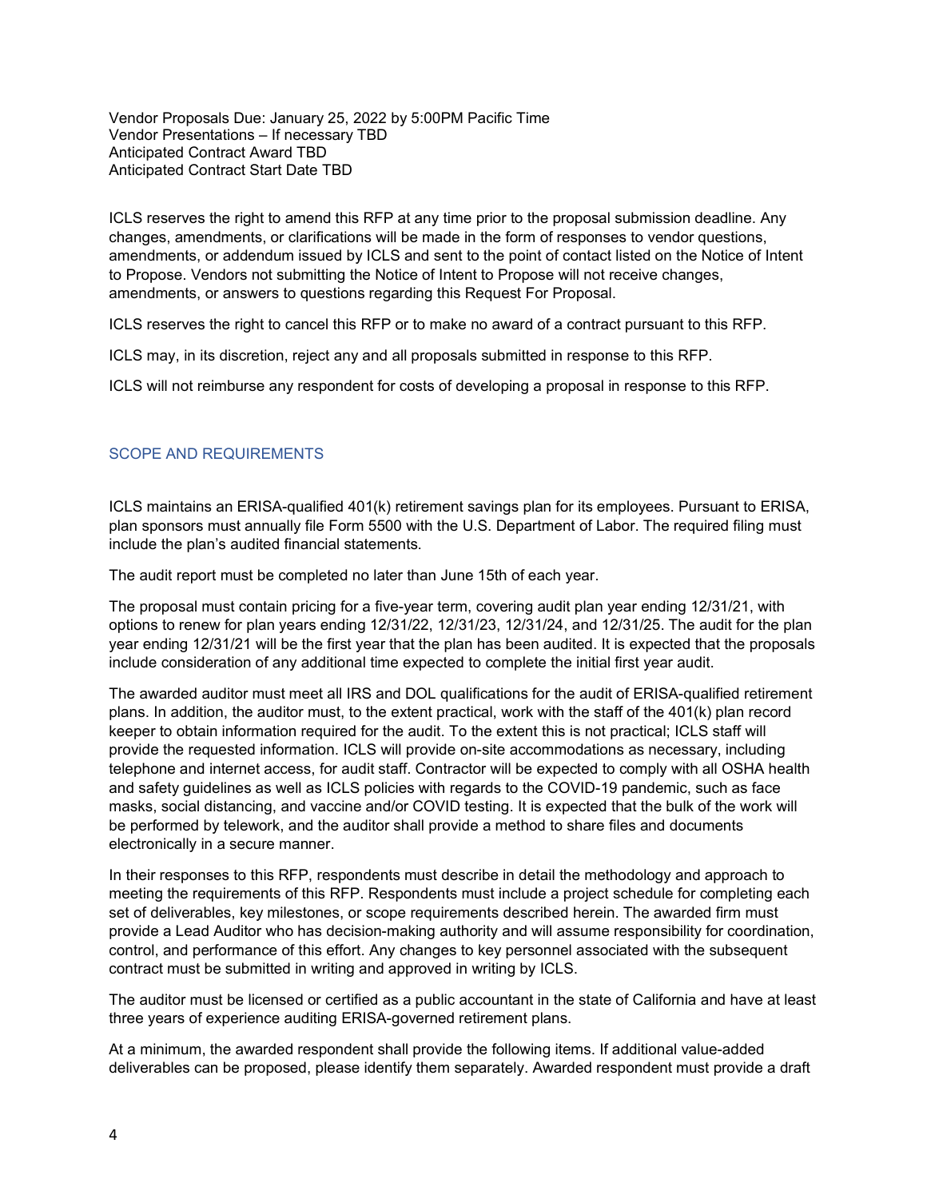Vendor Proposals Due: January 25, 2022 by 5:00PM Pacific Time
Vendor Presentations – If necessary TBD
Anticipated Contract Award TBD
Anticipated Contract Start Date TBD

ICLS reserves the right to amend this RFP at any time prior to the proposal submission deadline. Any changes, amendments, or clarifications will be made in the form of responses to vendor questions, amendments, or addendum issued by ICLS and sent to the point of contact listed on the Notice of Intent to Propose. Vendors not submitting the Notice of Intent to Propose will not receive changes, amendments, or answers to questions regarding this Request For Proposal.

ICLS reserves the right to cancel this RFP or to make no award of a contract pursuant to this RFP.

ICLS may, in its discretion, reject any and all proposals submitted in response to this RFP.

ICLS will not reimburse any respondent for costs of developing a proposal in response to this RFP.

## SCOPE AND REQUIREMENTS

ICLS maintains an ERISA-qualified 401(k) retirement savings plan for its employees. Pursuant to ERISA, plan sponsors must annually file Form 5500 with the U.S. Department of Labor. The required filing must include the plan's audited financial statements.

The audit report must be completed no later than June 15th of each year.

The proposal must contain pricing for a five-year term, covering audit plan year ending 12/31/21, with options to renew for plan years ending 12/31/22, 12/31/23, 12/31/24, and 12/31/25. The audit for the plan year ending 12/31/21 will be the first year that the plan has been audited. It is expected that the proposals include consideration of any additional time expected to complete the initial first year audit.

The awarded auditor must meet all IRS and DOL qualifications for the audit of ERISA-qualified retirement plans. In addition, the auditor must, to the extent practical, work with the staff of the 401(k) plan record keeper to obtain information required for the audit. To the extent this is not practical; ICLS staff will provide the requested information. ICLS will provide on-site accommodations as necessary, including telephone and internet access, for audit staff. Contractor will be expected to comply with all OSHA health and safety guidelines as well as ICLS policies with regards to the COVID-19 pandemic, such as face masks, social distancing, and vaccine and/or COVID testing. It is expected that the bulk of the work will be performed by telework, and the auditor shall provide a method to share files and documents electronically in a secure manner.

In their responses to this RFP, respondents must describe in detail the methodology and approach to meeting the requirements of this RFP. Respondents must include a project schedule for completing each set of deliverables, key milestones, or scope requirements described herein. The awarded firm must provide a Lead Auditor who has decision-making authority and will assume responsibility for coordination, control, and performance of this effort. Any changes to key personnel associated with the subsequent contract must be submitted in writing and approved in writing by ICLS.

The auditor must be licensed or certified as a public accountant in the state of California and have at least three years of experience auditing ERISA-governed retirement plans.

At a minimum, the awarded respondent shall provide the following items. If additional value-added deliverables can be proposed, please identify them separately. Awarded respondent must provide a draft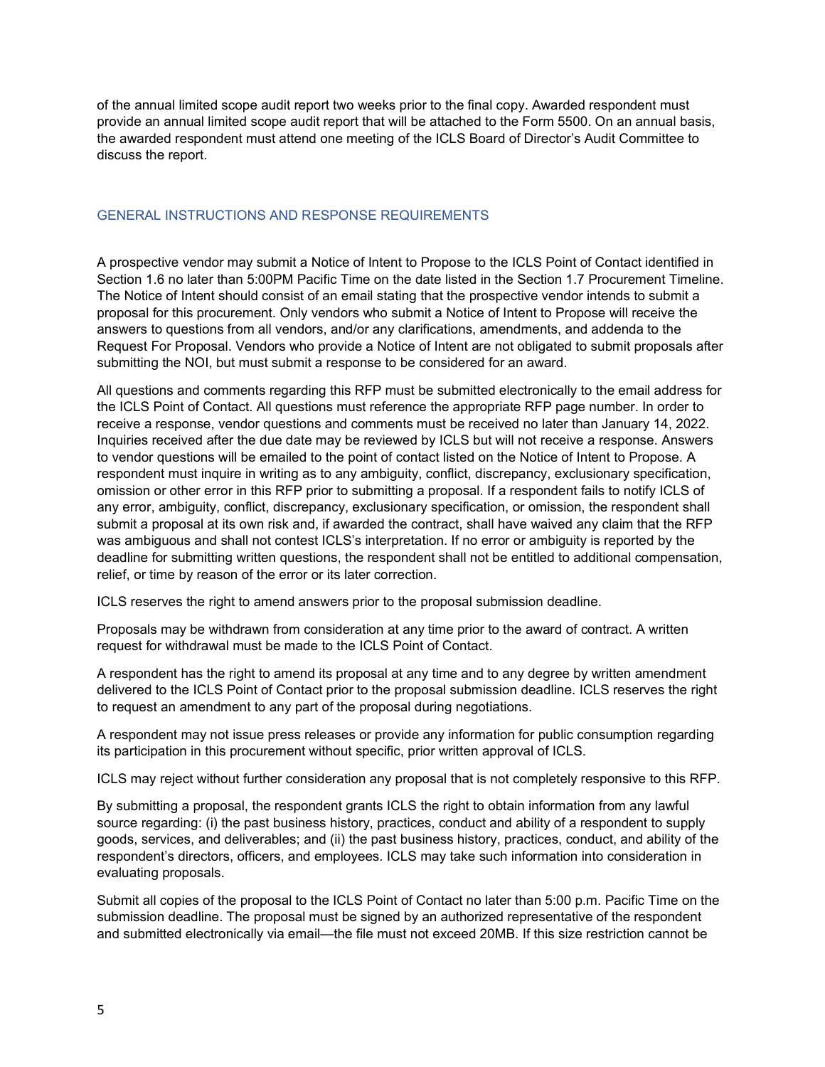of the annual limited scope audit report two weeks prior to the final copy. Awarded respondent must provide an annual limited scope audit report that will be attached to the Form 5500. On an annual basis, the awarded respondent must attend one meeting of the ICLS Board of Director's Audit Committee to discuss the report.

## GENERAL INSTRUCTIONS AND RESPONSE REQUIREMENTS

A prospective vendor may submit a Notice of Intent to Propose to the ICLS Point of Contact identified in Section 1.6 no later than 5:00PM Pacific Time on the date listed in the Section 1.7 Procurement Timeline. The Notice of Intent should consist of an email stating that the prospective vendor intends to submit a proposal for this procurement. Only vendors who submit a Notice of Intent to Propose will receive the answers to questions from all vendors, and/or any clarifications, amendments, and addenda to the Request For Proposal. Vendors who provide a Notice of Intent are not obligated to submit proposals after submitting the NOI, but must submit a response to be considered for an award.

All questions and comments regarding this RFP must be submitted electronically to the email address for the ICLS Point of Contact. All questions must reference the appropriate RFP page number. In order to receive a response, vendor questions and comments must be received no later than January 14, 2022. Inquiries received after the due date may be reviewed by ICLS but will not receive a response. Answers to vendor questions will be emailed to the point of contact listed on the Notice of Intent to Propose. A respondent must inquire in writing as to any ambiguity, conflict, discrepancy, exclusionary specification, omission or other error in this RFP prior to submitting a proposal. If a respondent fails to notify ICLS of any error, ambiguity, conflict, discrepancy, exclusionary specification, or omission, the respondent shall submit a proposal at its own risk and, if awarded the contract, shall have waived any claim that the RFP was ambiguous and shall not contest ICLS's interpretation. If no error or ambiguity is reported by the deadline for submitting written questions, the respondent shall not be entitled to additional compensation, relief, or time by reason of the error or its later correction.

ICLS reserves the right to amend answers prior to the proposal submission deadline.

Proposals may be withdrawn from consideration at any time prior to the award of contract. A written request for withdrawal must be made to the ICLS Point of Contact.

A respondent has the right to amend its proposal at any time and to any degree by written amendment delivered to the ICLS Point of Contact prior to the proposal submission deadline. ICLS reserves the right to request an amendment to any part of the proposal during negotiations.

A respondent may not issue press releases or provide any information for public consumption regarding its participation in this procurement without specific, prior written approval of ICLS.

ICLS may reject without further consideration any proposal that is not completely responsive to this RFP.

By submitting a proposal, the respondent grants ICLS the right to obtain information from any lawful source regarding: (i) the past business history, practices, conduct and ability of a respondent to supply goods, services, and deliverables; and (ii) the past business history, practices, conduct, and ability of the respondent's directors, officers, and employees. ICLS may take such information into consideration in evaluating proposals.

Submit all copies of the proposal to the ICLS Point of Contact no later than 5:00 p.m. Pacific Time on the submission deadline. The proposal must be signed by an authorized representative of the respondent and submitted electronically via email—the file must not exceed 20MB. If this size restriction cannot be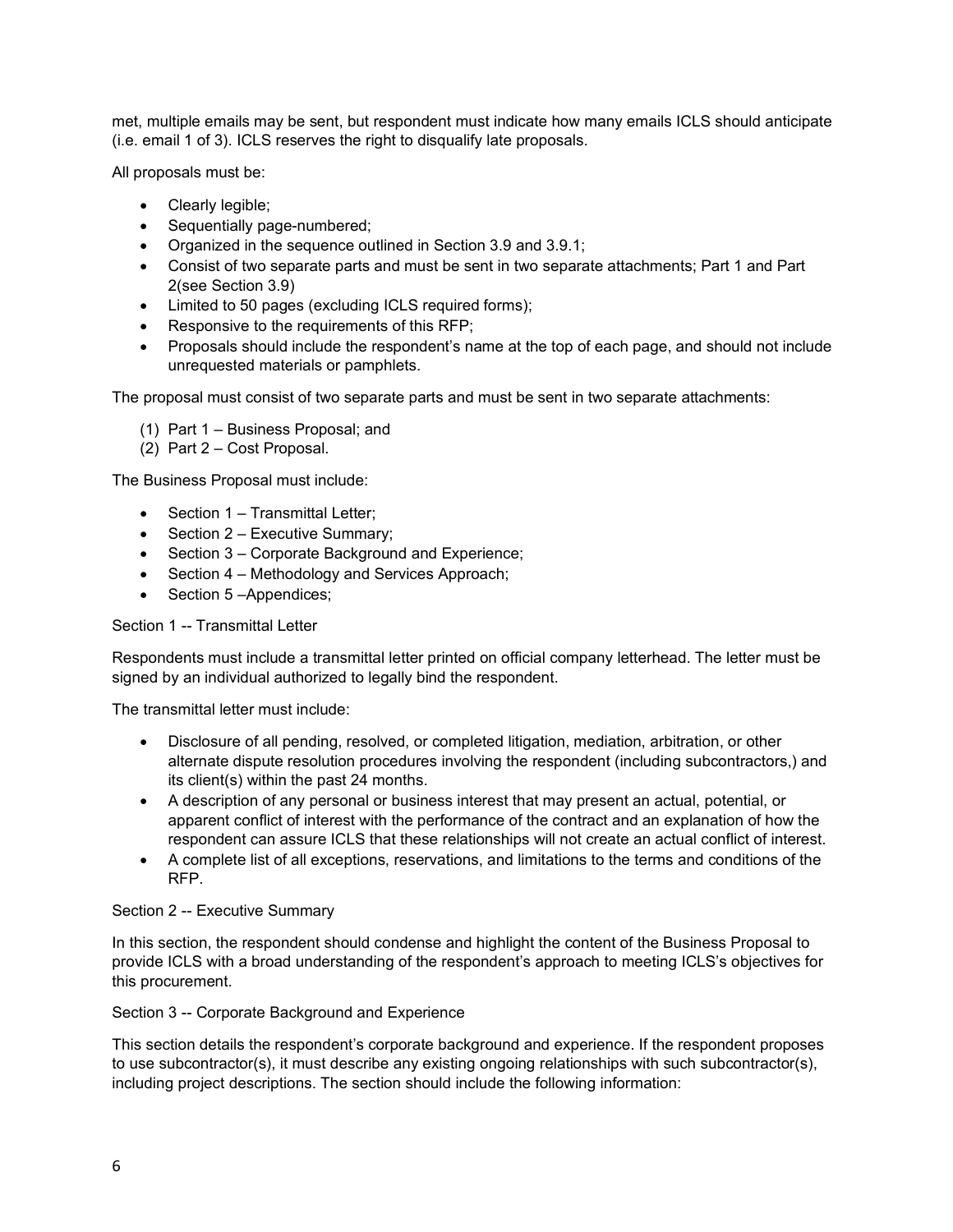met, multiple emails may be sent, but respondent must indicate how many emails ICLS should anticipate (i.e. email 1 of 3). ICLS reserves the right to disqualify late proposals.

All proposals must be:

- Clearly legible;
- Sequentially page-numbered;
- Organized in the sequence outlined in Section 3.9 and 3.9.1;
- Consist of two separate parts and must be sent in two separate attachments; Part 1 and Part 2(see Section 3.9)
- Limited to 50 pages (excluding ICLS required forms);
- Responsive to the requirements of this RFP;
- Proposals should include the respondent's name at the top of each page, and should not include unrequested materials or pamphlets.

The proposal must consist of two separate parts and must be sent in two separate attachments:

(1) Part 1 – Business Proposal; and
(2) Part 2 – Cost Proposal.

The Business Proposal must include:

- Section 1 – Transmittal Letter;
- Section 2 – Executive Summary;
- Section 3 – Corporate Background and Experience;
- Section 4 – Methodology and Services Approach;
- Section 5 –Appendices;

Section 1 -- Transmittal Letter

Respondents must include a transmittal letter printed on official company letterhead. The letter must be signed by an individual authorized to legally bind the respondent.

The transmittal letter must include:

- Disclosure of all pending, resolved, or completed litigation, mediation, arbitration, or other alternate dispute resolution procedures involving the respondent (including subcontractors,) and its client(s) within the past 24 months.
- A description of any personal or business interest that may present an actual, potential, or apparent conflict of interest with the performance of the contract and an explanation of how the respondent can assure ICLS that these relationships will not create an actual conflict of interest.
- A complete list of all exceptions, reservations, and limitations to the terms and conditions of the RFP.

Section 2 -- Executive Summary

In this section, the respondent should condense and highlight the content of the Business Proposal to provide ICLS with a broad understanding of the respondent's approach to meeting ICLS's objectives for this procurement.

Section 3 -- Corporate Background and Experience

This section details the respondent's corporate background and experience. If the respondent proposes to use subcontractor(s), it must describe any existing ongoing relationships with such subcontractor(s), including project descriptions. The section should include the following information: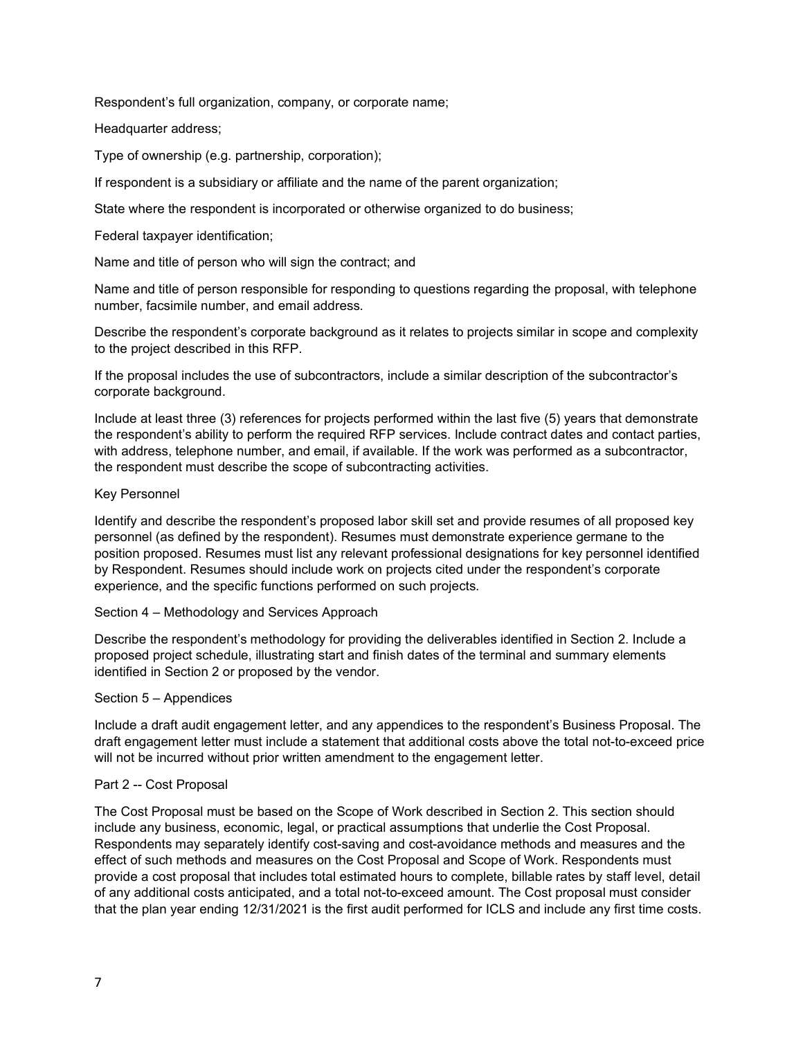Respondent's full organization, company, or corporate name;

Headquarter address;

Type of ownership (e.g. partnership, corporation);

If respondent is a subsidiary or affiliate and the name of the parent organization;

State where the respondent is incorporated or otherwise organized to do business;

Federal taxpayer identification;

Name and title of person who will sign the contract; and

Name and title of person responsible for responding to questions regarding the proposal, with telephone number, facsimile number, and email address.

Describe the respondent's corporate background as it relates to projects similar in scope and complexity to the project described in this RFP.

If the proposal includes the use of subcontractors, include a similar description of the subcontractor's corporate background.

Include at least three (3) references for projects performed within the last five (5) years that demonstrate the respondent's ability to perform the required RFP services. Include contract dates and contact parties, with address, telephone number, and email, if available. If the work was performed as a subcontractor, the respondent must describe the scope of subcontracting activities.

### Key Personnel

Identify and describe the respondent's proposed labor skill set and provide resumes of all proposed key personnel (as defined by the respondent). Resumes must demonstrate experience germane to the position proposed. Resumes must list any relevant professional designations for key personnel identified by Respondent. Resumes should include work on projects cited under the respondent's corporate experience, and the specific functions performed on such projects.

### Section 4 – Methodology and Services Approach

Describe the respondent's methodology for providing the deliverables identified in Section 2. Include a proposed project schedule, illustrating start and finish dates of the terminal and summary elements identified in Section 2 or proposed by the vendor.

### Section 5 – Appendices

Include a draft audit engagement letter, and any appendices to the respondent's Business Proposal. The draft engagement letter must include a statement that additional costs above the total not-to-exceed price will not be incurred without prior written amendment to the engagement letter.

## Part 2 -- Cost Proposal

The Cost Proposal must be based on the Scope of Work described in Section 2. This section should include any business, economic, legal, or practical assumptions that underlie the Cost Proposal. Respondents may separately identify cost-saving and cost-avoidance methods and measures and the effect of such methods and measures on the Cost Proposal and Scope of Work. Respondents must provide a cost proposal that includes total estimated hours to complete, billable rates by staff level, detail of any additional costs anticipated, and a total not-to-exceed amount. The Cost proposal must consider that the plan year ending 12/31/2021 is the first audit performed for ICLS and include any first time costs.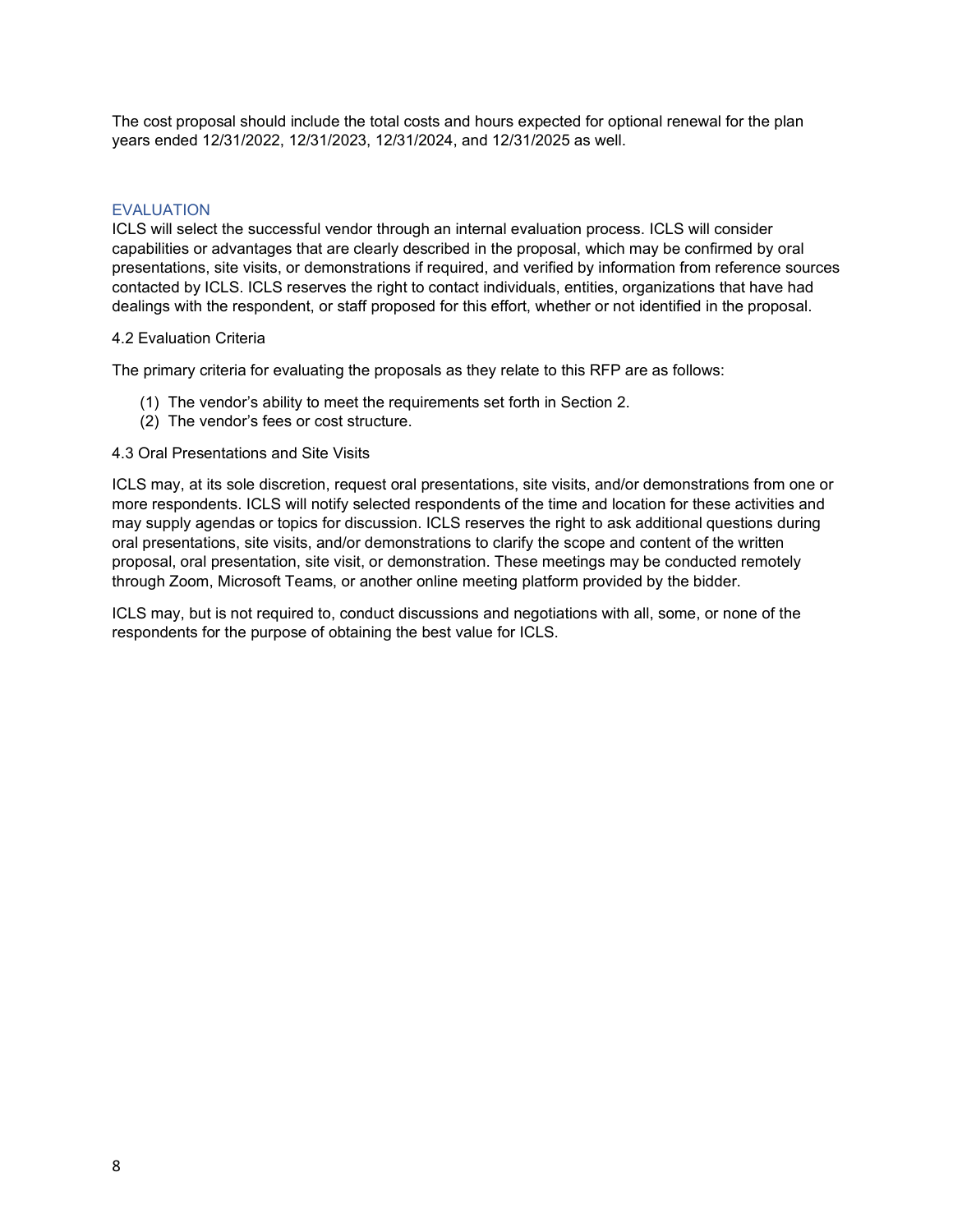The cost proposal should include the total costs and hours expected for optional renewal for the plan years ended 12/31/2022, 12/31/2023, 12/31/2024, and 12/31/2025 as well.

## EVALUATION

ICLS will select the successful vendor through an internal evaluation process. ICLS will consider capabilities or advantages that are clearly described in the proposal, which may be confirmed by oral presentations, site visits, or demonstrations if required, and verified by information from reference sources contacted by ICLS. ICLS reserves the right to contact individuals, entities, organizations that have had dealings with the respondent, or staff proposed for this effort, whether or not identified in the proposal.

### 4.2 Evaluation Criteria

The primary criteria for evaluating the proposals as they relate to this RFP are as follows:

(1) The vendor's ability to meet the requirements set forth in Section 2.
(2) The vendor's fees or cost structure.

### 4.3 Oral Presentations and Site Visits

ICLS may, at its sole discretion, request oral presentations, site visits, and/or demonstrations from one or more respondents. ICLS will notify selected respondents of the time and location for these activities and may supply agendas or topics for discussion. ICLS reserves the right to ask additional questions during oral presentations, site visits, and/or demonstrations to clarify the scope and content of the written proposal, oral presentation, site visit, or demonstration. These meetings may be conducted remotely through Zoom, Microsoft Teams, or another online meeting platform provided by the bidder.

ICLS may, but is not required to, conduct discussions and negotiations with all, some, or none of the respondents for the purpose of obtaining the best value for ICLS.